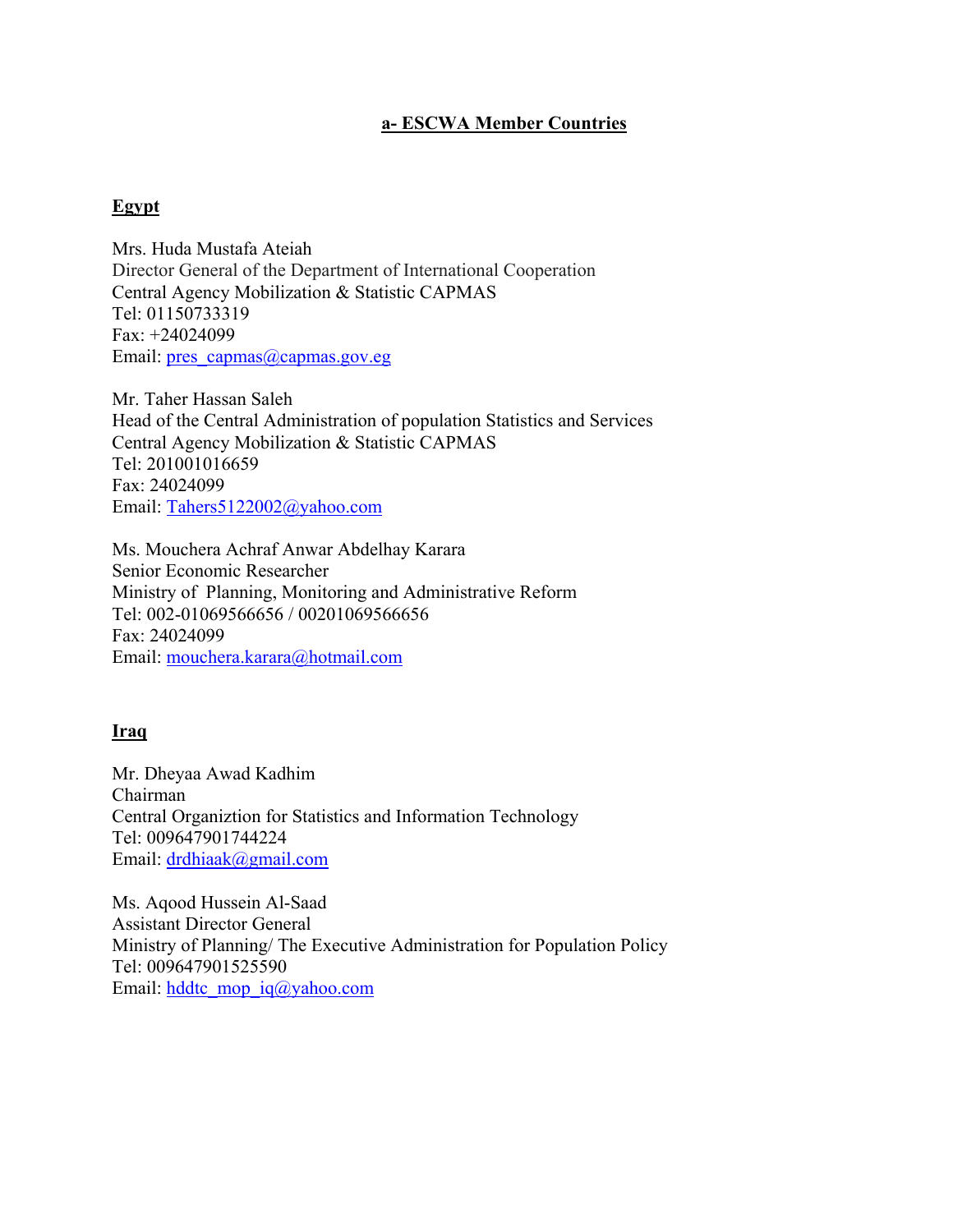## a- ESCWA Member Countries

### Egypt

Mrs. Huda Mustafa Ateiah
Director General of the Department of International Cooperation
Central Agency Mobilization & Statistic CAPMAS
Tel: 01150733319
Fax: +24024099
Email: pres_capmas@capmas.gov.eg

Mr. Taher Hassan Saleh
Head of the Central Administration of population Statistics and Services
Central Agency Mobilization & Statistic CAPMAS
Tel: 201001016659
Fax: 24024099
Email: Tahers5122002@yahoo.com

Ms. Mouchera Achraf Anwar Abdelhay Karara
Senior Economic Researcher
Ministry of Planning, Monitoring and Administrative Reform
Tel: 002-01069566656 / 00201069566656
Fax: 24024099
Email: mouchera.karara@hotmail.com

### Iraq

Mr. Dheyaa Awad Kadhim
Chairman
Central Organiztion for Statistics and Information Technology
Tel: 009647901744224
Email: drdhiaak@gmail.com

Ms. Aqood Hussein Al-Saad
Assistant Director General
Ministry of Planning/ The Executive Administration for Population Policy
Tel: 009647901525590
Email: hddtc_mop_iq@yahoo.com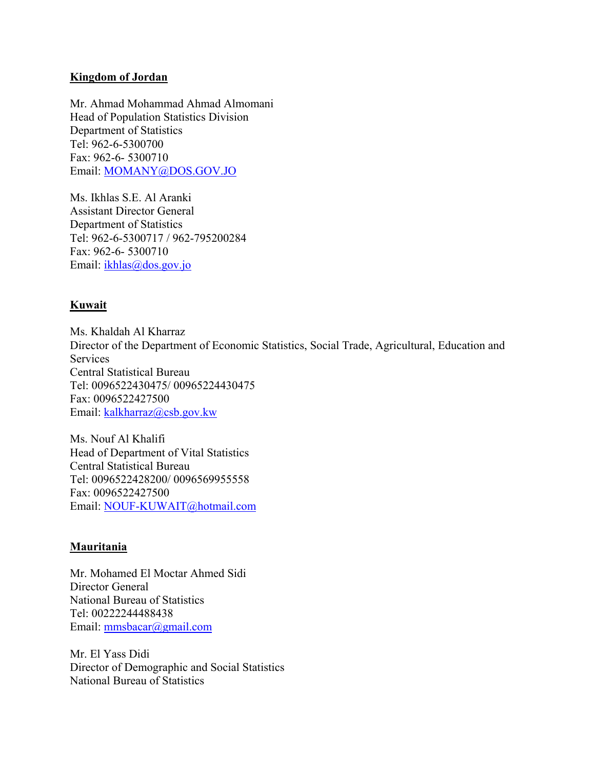**Kingdom of Jordan**

Mr. Ahmad Mohammad Ahmad Almomani
Head of Population Statistics Division
Department of Statistics
Tel: 962-6-5300700
Fax: 962-6- 5300710
Email: MOMANY@DOS.GOV.JO

Ms. Ikhlas S.E. Al Aranki
Assistant Director General
Department of Statistics
Tel: 962-6-5300717 / 962-795200284
Fax: 962-6- 5300710
Email: ikhlas@dos.gov.jo

**Kuwait**

Ms. Khaldah Al Kharraz
Director of the Department of Economic Statistics, Social Trade, Agricultural, Education and Services
Central Statistical Bureau
Tel: 0096522430475/ 00965224430475
Fax: 0096522427500
Email: kalkharraz@csb.gov.kw

Ms. Nouf Al Khalifi
Head of Department of Vital Statistics
Central Statistical Bureau
Tel: 0096522428200/ 0096569955558
Fax: 0096522427500
Email: NOUF-KUWAIT@hotmail.com

**Mauritania**

Mr. Mohamed El Moctar Ahmed Sidi
Director General
National Bureau of Statistics
Tel: 00222244488438
Email: mmsbacar@gmail.com

Mr. El Yass Didi
Director of Demographic and Social Statistics
National Bureau of Statistics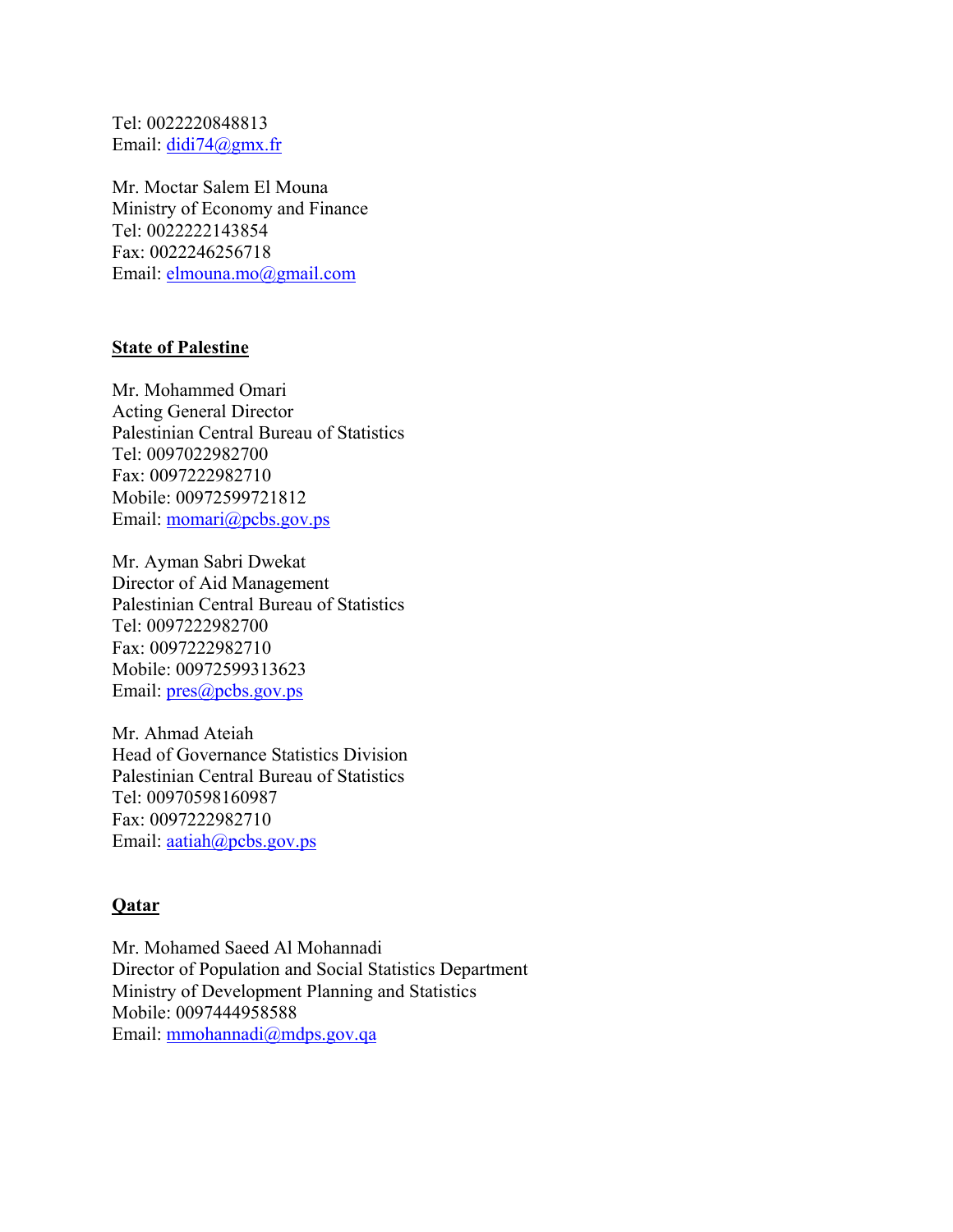Tel: 0022220848813
Email: didi74@gmx.fr

Mr. Moctar Salem El Mouna
Ministry of Economy and Finance
Tel: 0022222143854
Fax: 0022246256718
Email: elmouna.mo@gmail.com

**State of Palestine**

Mr. Mohammed Omari
Acting General Director
Palestinian Central Bureau of Statistics
Tel: 0097022982700
Fax: 0097222982710
Mobile: 00972599721812
Email: momari@pcbs.gov.ps

Mr. Ayman Sabri Dwekat
Director of Aid Management
Palestinian Central Bureau of Statistics
Tel: 0097222982700
Fax: 0097222982710
Mobile: 00972599313623
Email: pres@pcbs.gov.ps

Mr. Ahmad Ateiah
Head of Governance Statistics Division
Palestinian Central Bureau of Statistics
Tel: 00970598160987
Fax: 0097222982710
Email: aatiah@pcbs.gov.ps

**Qatar**

Mr. Mohamed Saeed Al Mohannadi
Director of Population and Social Statistics Department
Ministry of Development Planning and Statistics
Mobile: 0097444958588
Email: mmohannadi@mdps.gov.qa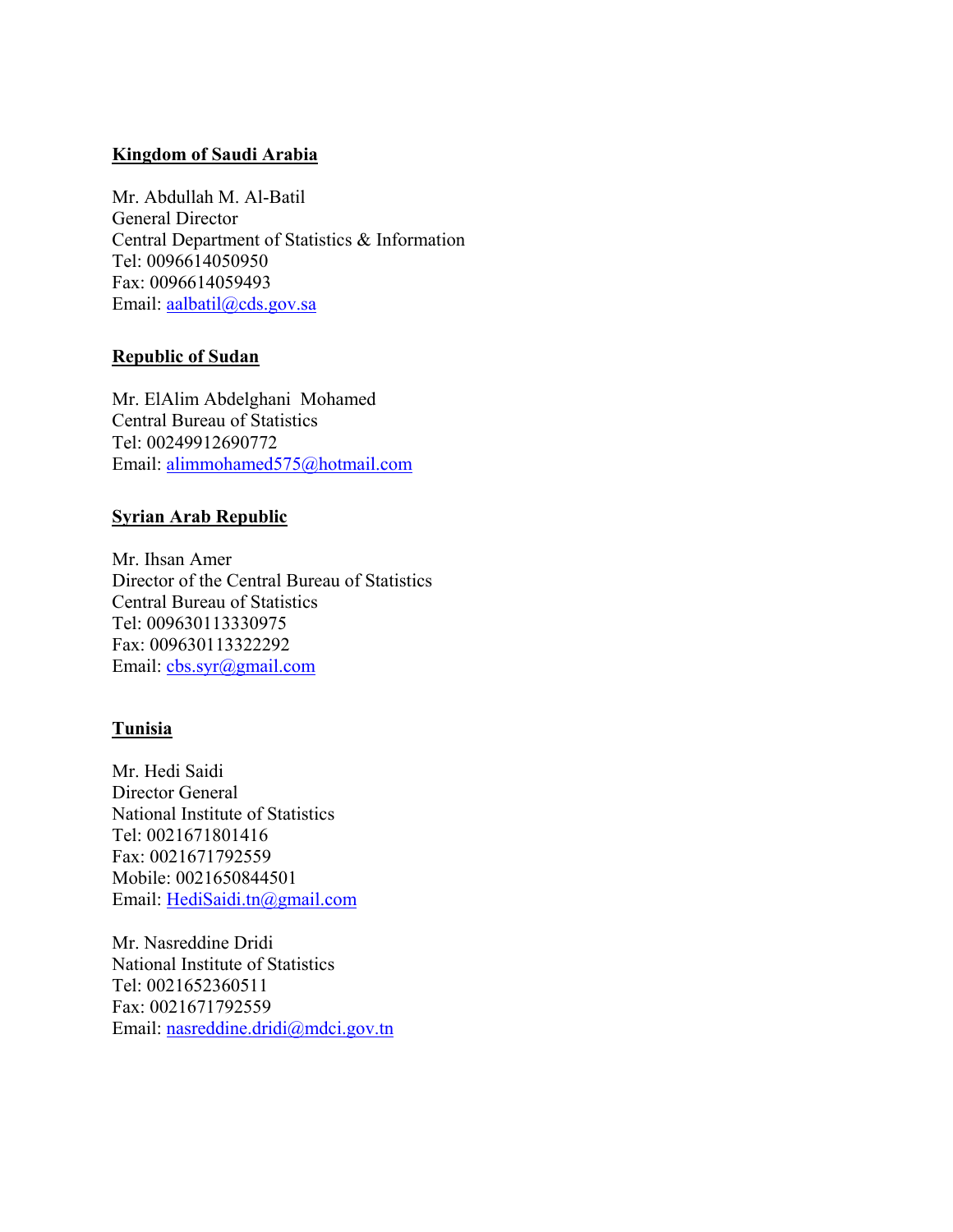**Kingdom of Saudi Arabia**

Mr. Abdullah M. Al-Batil  
General Director  
Central Department of Statistics & Information  
Tel: 0096614050950  
Fax: 0096614059493  
Email: aalbatil@cds.gov.sa

**Republic of Sudan**

Mr. ElAlim Abdelghani Mohamed  
Central Bureau of Statistics  
Tel: 00249912690772  
Email: alimmohamed575@hotmail.com

**Syrian Arab Republic**

Mr. Ihsan Amer  
Director of the Central Bureau of Statistics  
Central Bureau of Statistics  
Tel: 009630113330975  
Fax: 009630113322292  
Email: cbs.syr@gmail.com

**Tunisia**

Mr. Hedi Saidi  
Director General  
National Institute of Statistics  
Tel: 0021671801416  
Fax: 0021671792559  
Mobile: 0021650844501  
Email: HediSaidi.tn@gmail.com

Mr. Nasreddine Dridi  
National Institute of Statistics  
Tel: 0021652360511  
Fax: 0021671792559  
Email: nasreddine.dridi@mdci.gov.tn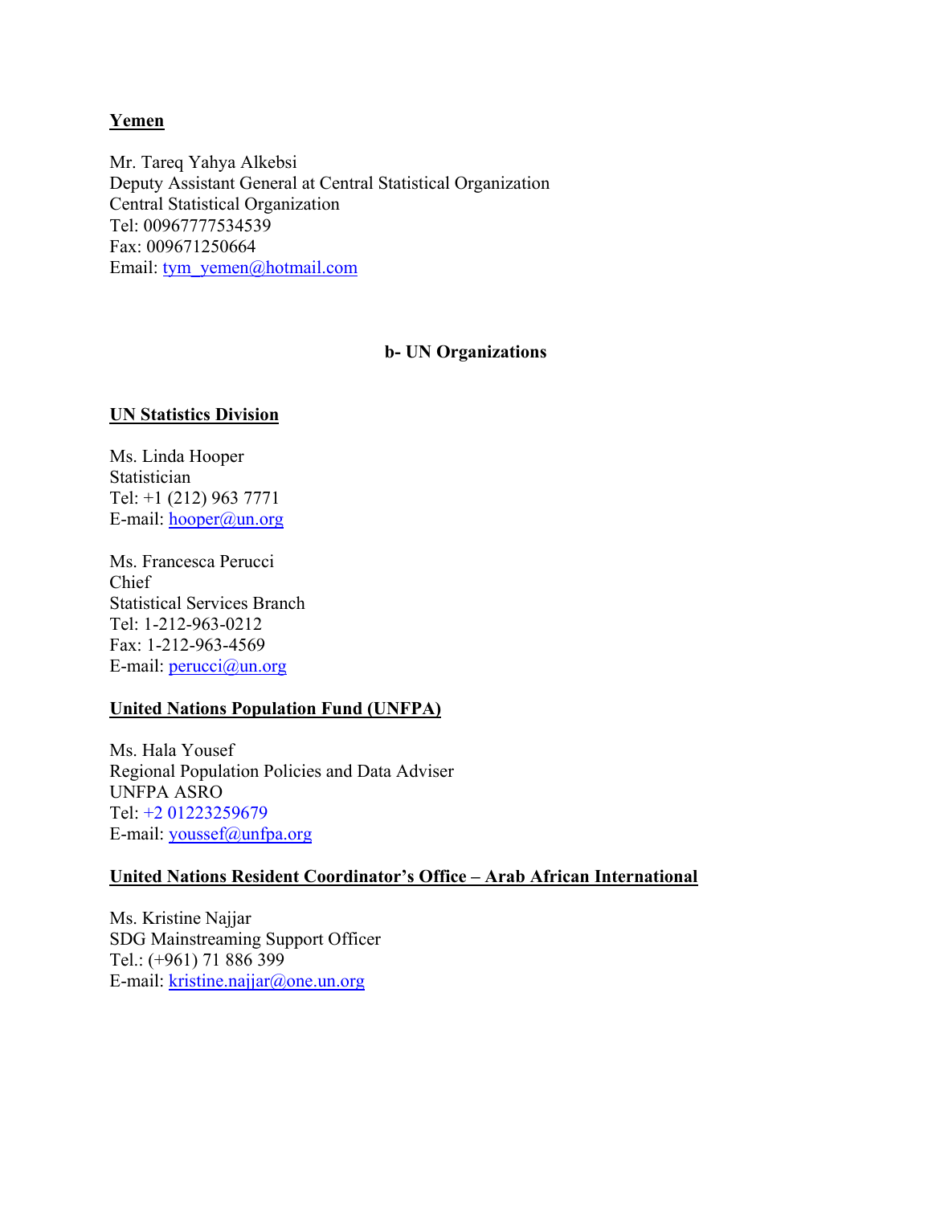**Yemen**

Mr. Tareq Yahya Alkebsi
Deputy Assistant General at Central Statistical Organization
Central Statistical Organization
Tel: 00967777534539
Fax: 009671250664
Email: tym_yemen@hotmail.com

## b- UN Organizations

**UN Statistics Division**

Ms. Linda Hooper
Statistician
Tel: +1 (212) 963 7771
E-mail: hooper@un.org

Ms. Francesca Perucci
Chief
Statistical Services Branch
Tel: 1-212-963-0212
Fax: 1-212-963-4569
E-mail: perucci@un.org

**United Nations Population Fund (UNFPA)**

Ms. Hala Yousef
Regional Population Policies and Data Adviser
UNFPA ASRO
Tel: +2 01223259679
E-mail: youssef@unfpa.org

**United Nations Resident Coordinator's Office – Arab African International**

Ms. Kristine Najjar
SDG Mainstreaming Support Officer
Tel.: (+961) 71 886 399
E-mail: kristine.najjar@one.un.org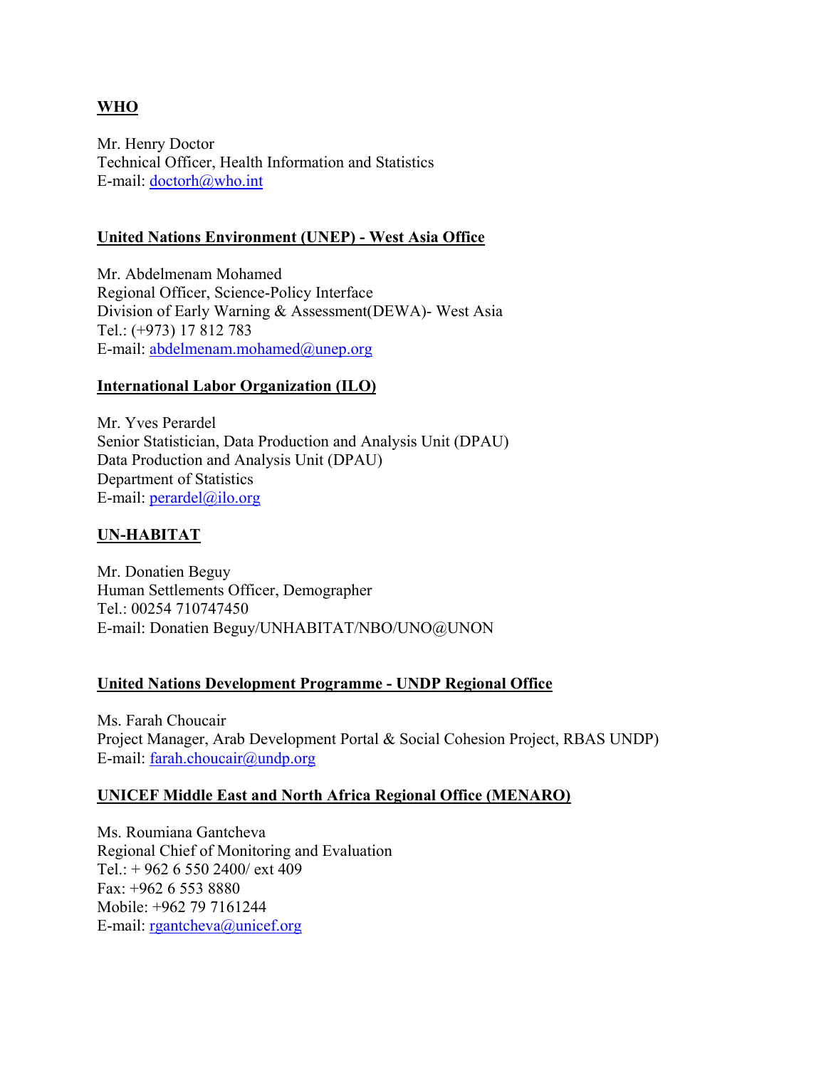**WHO**

Mr. Henry Doctor
Technical Officer, Health Information and Statistics
E-mail: doctorh@who.int

**United Nations Environment (UNEP) - West Asia Office**

Mr. Abdelmenam Mohamed
Regional Officer, Science-Policy Interface
Division of Early Warning & Assessment(DEWA)- West Asia
Tel.: (+973) 17 812 783
E-mail: abdelmenam.mohamed@unep.org

**International Labor Organization (ILO)**

Mr. Yves Perardel
Senior Statistician, Data Production and Analysis Unit (DPAU)
Data Production and Analysis Unit (DPAU)
Department of Statistics
E-mail: perardel@ilo.org

**UN-HABITAT**

Mr. Donatien Beguy
Human Settlements Officer, Demographer
Tel.: 00254 710747450
E-mail: Donatien Beguy/UNHABITAT/NBO/UNO@UNON

**United Nations Development Programme - UNDP Regional Office**

Ms. Farah Choucair
Project Manager, Arab Development Portal & Social Cohesion Project, RBAS UNDP)
E-mail: farah.choucair@undp.org

**UNICEF Middle East and North Africa Regional Office (MENARO)**

Ms. Roumiana Gantcheva
Regional Chief of Monitoring and Evaluation
Tel.: + 962 6 550 2400/ ext 409
Fax: +962 6 553 8880
Mobile: +962 79 7161244
E-mail: rgantcheva@unicef.org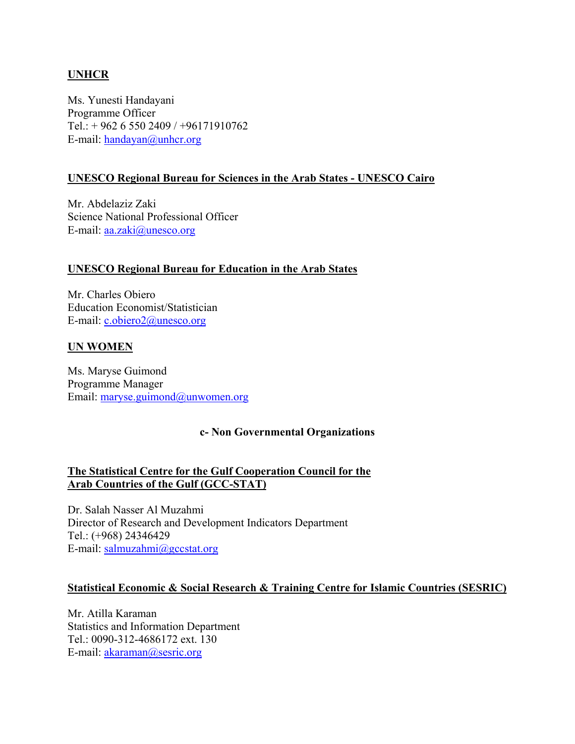**UNHCR**

Ms. Yunesti Handayani
Programme Officer
Tel.: + 962 6 550 2409 / +96171910762
E-mail: handayan@unhcr.org

**UNESCO Regional Bureau for Sciences in the Arab States - UNESCO Cairo**

Mr. Abdelaziz Zaki
Science National Professional Officer
E-mail: aa.zaki@unesco.org

**UNESCO Regional Bureau for Education in the Arab States**

Mr. Charles Obiero
Education Economist/Statistician
E-mail: c.obiero2@unesco.org

**UN WOMEN**

Ms. Maryse Guimond
Programme Manager
Email: maryse.guimond@unwomen.org

## c- Non Governmental Organizations

**The Statistical Centre for the Gulf Cooperation Council for the Arab Countries of the Gulf (GCC-STAT)**

Dr. Salah Nasser Al Muzahmi
Director of Research and Development Indicators Department
Tel.: (+968) 24346429
E-mail: salmuzahmi@gccstat.org

**Statistical Economic & Social Research & Training Centre for Islamic Countries (SESRIC)**

Mr. Atilla Karaman
Statistics and Information Department
Tel.: 0090-312-4686172 ext. 130
E-mail: akaraman@sesric.org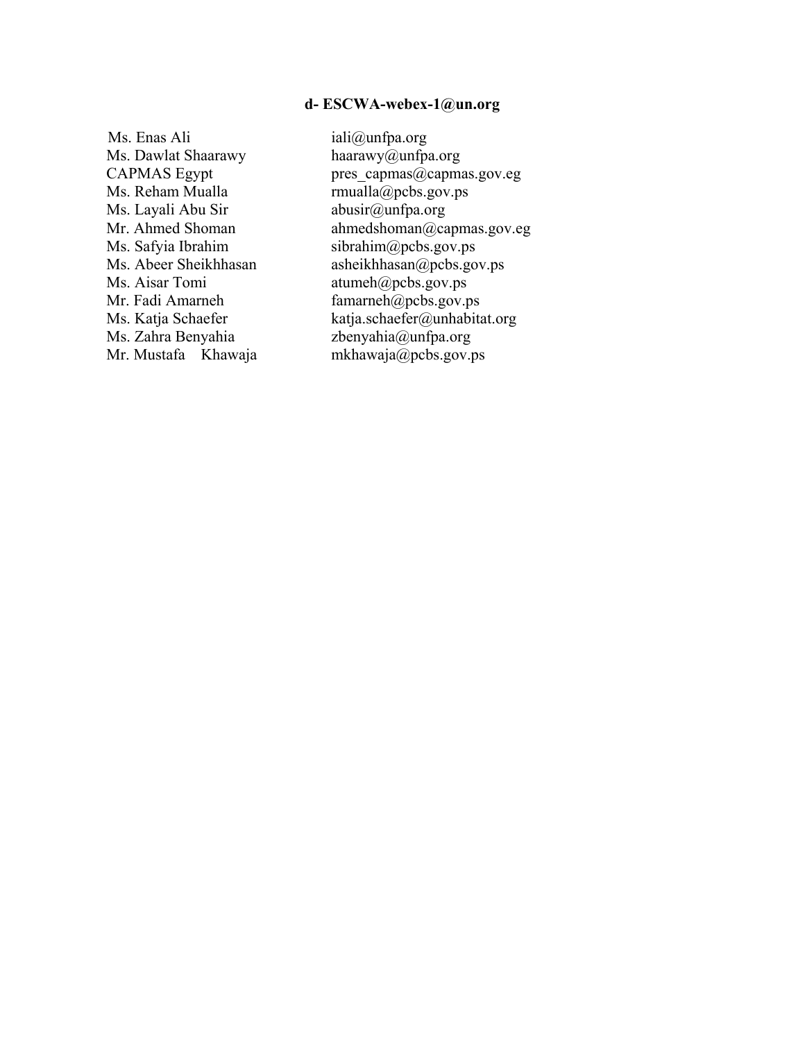**d- ESCWA-webex-1@un.org**

| | |
|---|---|
| Ms. Enas Ali | iali@unfpa.org |
| Ms. Dawlat Shaarawy | haarawy@unfpa.org |
| CAPMAS Egypt | pres_capmas@capmas.gov.eg |
| Ms. Reham Mualla | rmualla@pcbs.gov.ps |
| Ms. Layali Abu Sir | abusir@unfpa.org |
| Mr. Ahmed Shoman | ahmedshoman@capmas.gov.eg |
| Ms. Safyia Ibrahim | sibrahim@pcbs.gov.ps |
| Ms. Abeer Sheikhhasan | asheikhhasan@pcbs.gov.ps |
| Ms. Aisar Tomi | atumeh@pcbs.gov.ps |
| Mr. Fadi Amarneh | famarneh@pcbs.gov.ps |
| Ms. Katja Schaefer | katja.schaefer@unhabitat.org |
| Ms. Zahra Benyahia | zbenyahia@unfpa.org |
| Mr. Mustafa Khawaja | mkhawaja@pcbs.gov.ps |